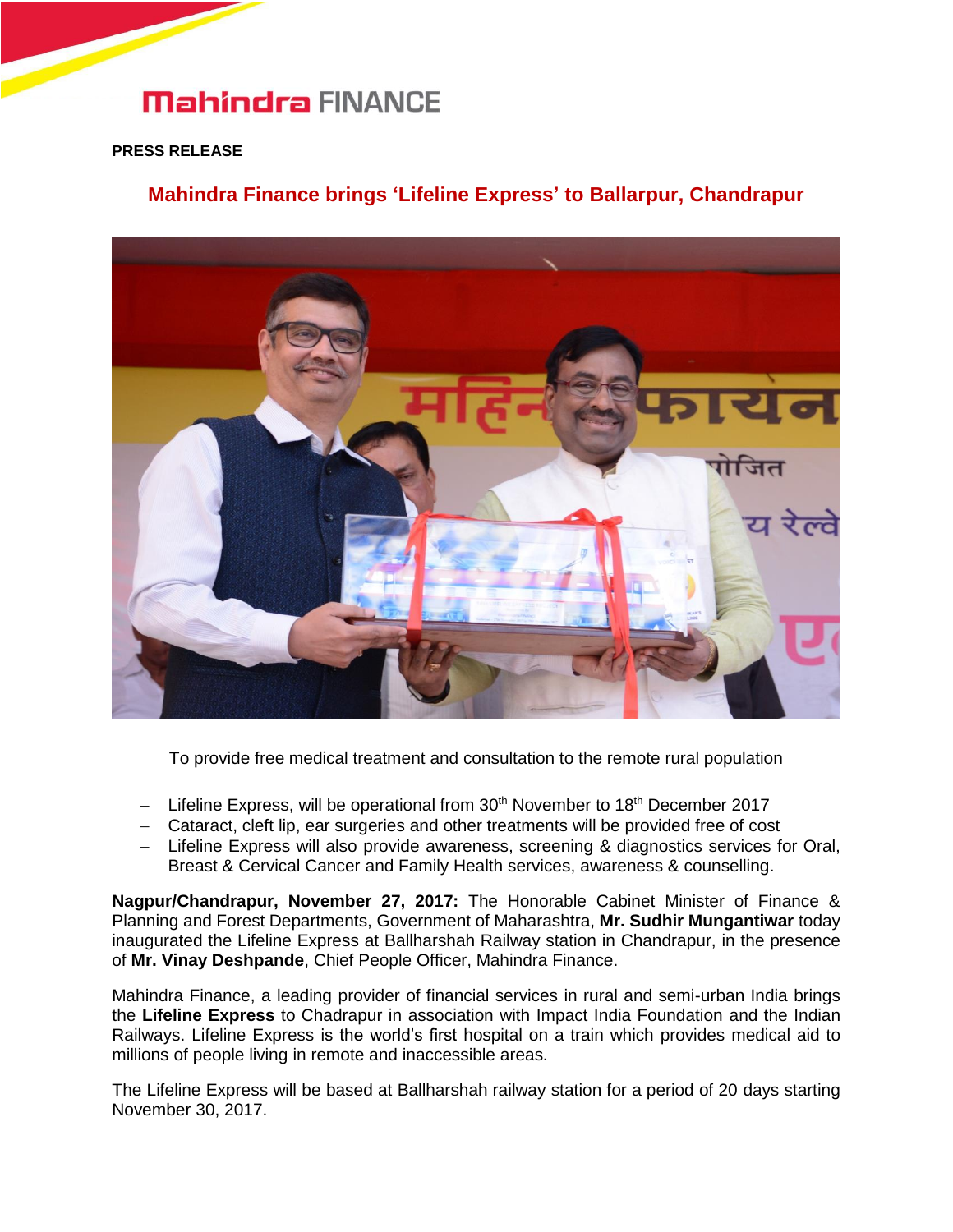**PRESS RELEASE**

# Mahindra Finance brings 'Lifeline Express' to Ballarpur, Chandrapur

To provide free medical treatment and consultation to the remote rural population

- Lifeline Express, will be operational from 30th November to 18th December 2017
- Cataract, cleft lip, ear surgeries and other treatments will be provided free of cost
- Lifeline Express will also provide awareness, screening & diagnostics services for Oral, Breast & Cervical Cancer and Family Health services, awareness & counselling.

**Nagpur/Chandrapur, November 27, 2017:** The Honorable Cabinet Minister of Finance & Planning and Forest Departments, Government of Maharashtra, **Mr. Sudhir Mungantiwar** today inaugurated the Lifeline Express at Ballharshah Railway station in Chandrapur, in the presence of **Mr. Vinay Deshpande**, Chief People Officer, Mahindra Finance.

Mahindra Finance, a leading provider of financial services in rural and semi-urban India brings the **Lifeline Express** to Chadrapur in association with Impact India Foundation and the Indian Railways. Lifeline Express is the world's first hospital on a train which provides medical aid to millions of people living in remote and inaccessible areas.

The Lifeline Express will be based at Ballharshah railway station for a period of 20 days starting November 30, 2017.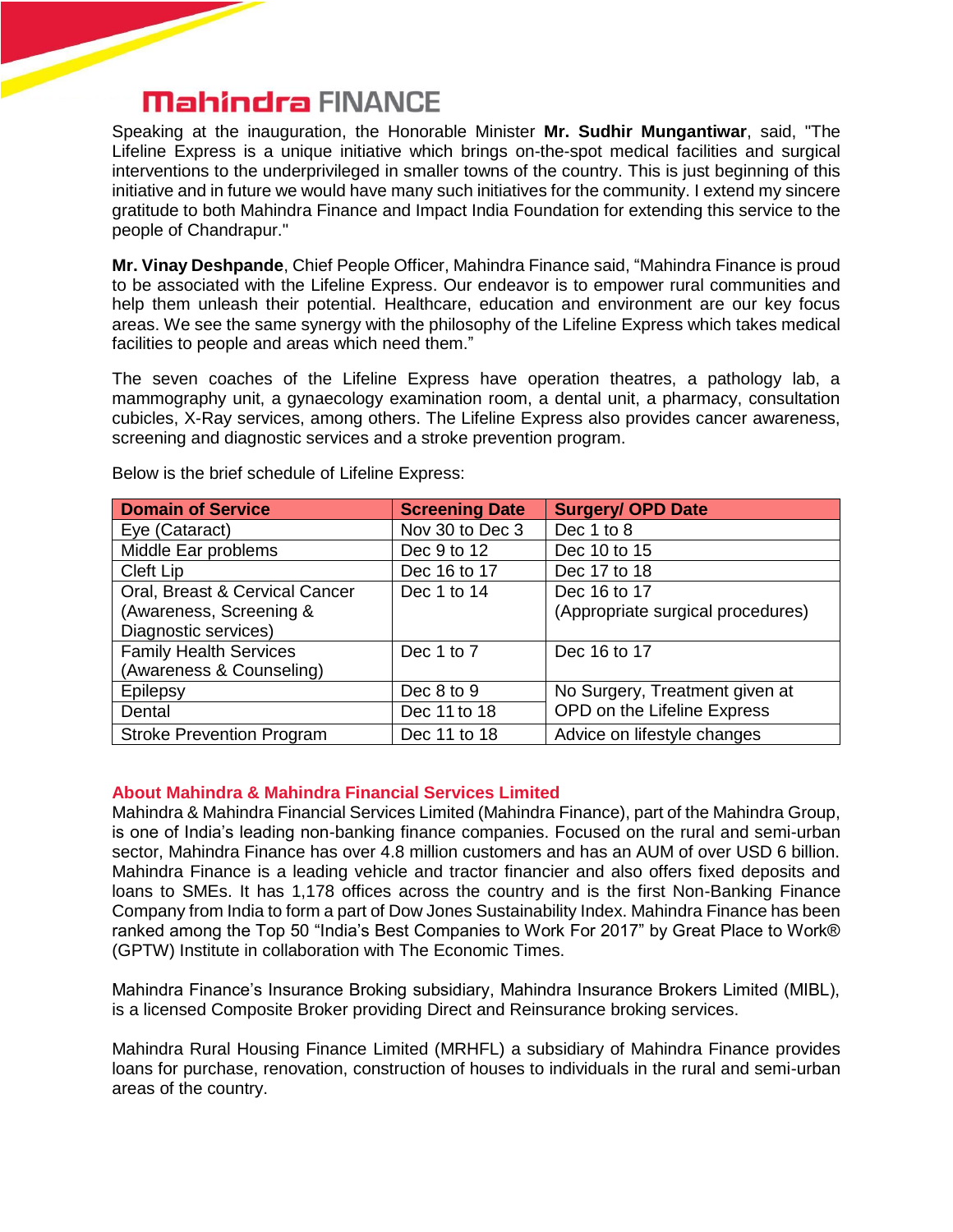Speaking at the inauguration, the Honorable Minister **Mr. Sudhir Mungantiwar**, said, "The Lifeline Express is a unique initiative which brings on-the-spot medical facilities and surgical interventions to the underprivileged in smaller towns of the country. This is just beginning of this initiative and in future we would have many such initiatives for the community. I extend my sincere gratitude to both Mahindra Finance and Impact India Foundation for extending this service to the people of Chandrapur."

**Mr. Vinay Deshpande**, Chief People Officer, Mahindra Finance said, "Mahindra Finance is proud to be associated with the Lifeline Express. Our endeavor is to empower rural communities and help them unleash their potential. Healthcare, education and environment are our key focus areas. We see the same synergy with the philosophy of the Lifeline Express which takes medical facilities to people and areas which need them."

The seven coaches of the Lifeline Express have operation theatres, a pathology lab, a mammography unit, a gynaecology examination room, a dental unit, a pharmacy, consultation cubicles, X-Ray services, among others. The Lifeline Express also provides cancer awareness, screening and diagnostic services and a stroke prevention program.

Below is the brief schedule of Lifeline Express:

| Domain of Service | Screening Date | Surgery/ OPD Date |
|---|---|---|
| Eye (Cataract) | Nov 30 to Dec 3 | Dec 1 to 8 |
| Middle Ear problems | Dec 9 to 12 | Dec 10 to 15 |
| Cleft Lip | Dec 16 to 17 | Dec 17 to 18 |
| Oral, Breast & Cervical Cancer (Awareness, Screening & Diagnostic services) | Dec 1 to 14 | Dec 16 to 17 (Appropriate surgical procedures) |
| Family Health Services (Awareness & Counseling) | Dec 1 to 7 | Dec 16 to 17 |
| Epilepsy | Dec 8 to 9 | No Surgery, Treatment given at OPD on the Lifeline Express |
| Dental | Dec 11 to 18 | |
| Stroke Prevention Program | Dec 11 to 18 | Advice on lifestyle changes |

## About Mahindra & Mahindra Financial Services Limited

Mahindra & Mahindra Financial Services Limited (Mahindra Finance), part of the Mahindra Group, is one of India's leading non-banking finance companies. Focused on the rural and semi-urban sector, Mahindra Finance has over 4.8 million customers and has an AUM of over USD 6 billion. Mahindra Finance is a leading vehicle and tractor financier and also offers fixed deposits and loans to SMEs. It has 1,178 offices across the country and is the first Non-Banking Finance Company from India to form a part of Dow Jones Sustainability Index. Mahindra Finance has been ranked among the Top 50 "India's Best Companies to Work For 2017" by Great Place to Work® (GPTW) Institute in collaboration with The Economic Times.

Mahindra Finance's Insurance Broking subsidiary, Mahindra Insurance Brokers Limited (MIBL), is a licensed Composite Broker providing Direct and Reinsurance broking services.

Mahindra Rural Housing Finance Limited (MRHFL) a subsidiary of Mahindra Finance provides loans for purchase, renovation, construction of houses to individuals in the rural and semi-urban areas of the country.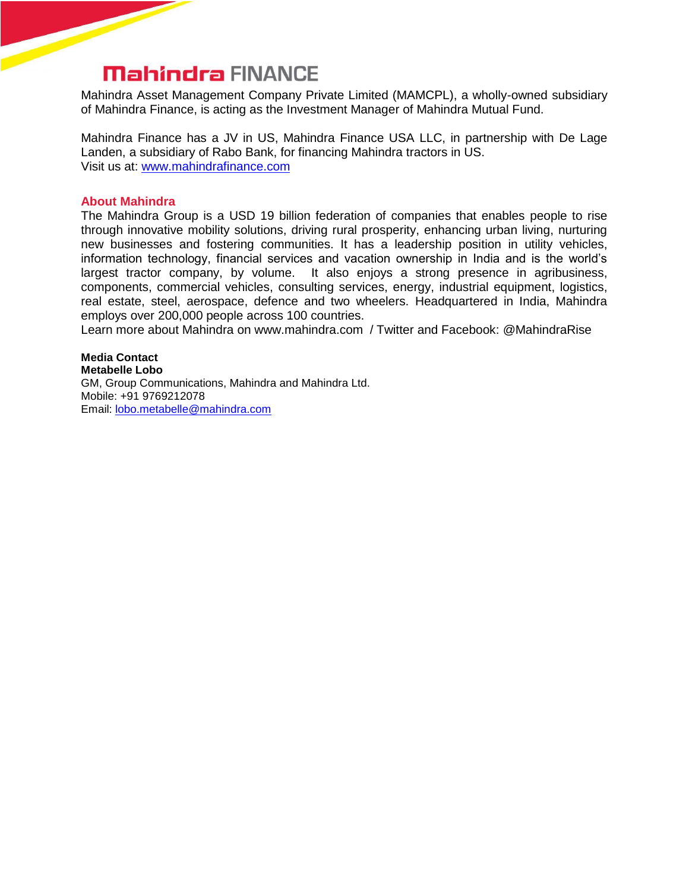Mahindra Asset Management Company Private Limited (MAMCPL), a wholly-owned subsidiary of Mahindra Finance, is acting as the Investment Manager of Mahindra Mutual Fund.

Mahindra Finance has a JV in US, Mahindra Finance USA LLC, in partnership with De Lage Landen, a subsidiary of Rabo Bank, for financing Mahindra tractors in US.
Visit us at: [www.mahindrafinance.com](http://www.mahindrafinance.com)

## About Mahindra

The Mahindra Group is a USD 19 billion federation of companies that enables people to rise through innovative mobility solutions, driving rural prosperity, enhancing urban living, nurturing new businesses and fostering communities. It has a leadership position in utility vehicles, information technology, financial services and vacation ownership in India and is the world's largest tractor company, by volume. It also enjoys a strong presence in agribusiness, components, commercial vehicles, consulting services, energy, industrial equipment, logistics, real estate, steel, aerospace, defence and two wheelers. Headquartered in India, Mahindra employs over 200,000 people across 100 countries.
Learn more about Mahindra on www.mahindra.com / Twitter and Facebook: @MahindraRise

**Media Contact**
**Metabelle Lobo**
GM, Group Communications, Mahindra and Mahindra Ltd.
Mobile: +91 9769212078
Email: [lobo.metabelle@mahindra.com](mailto:lobo.metabelle@mahindra.com)